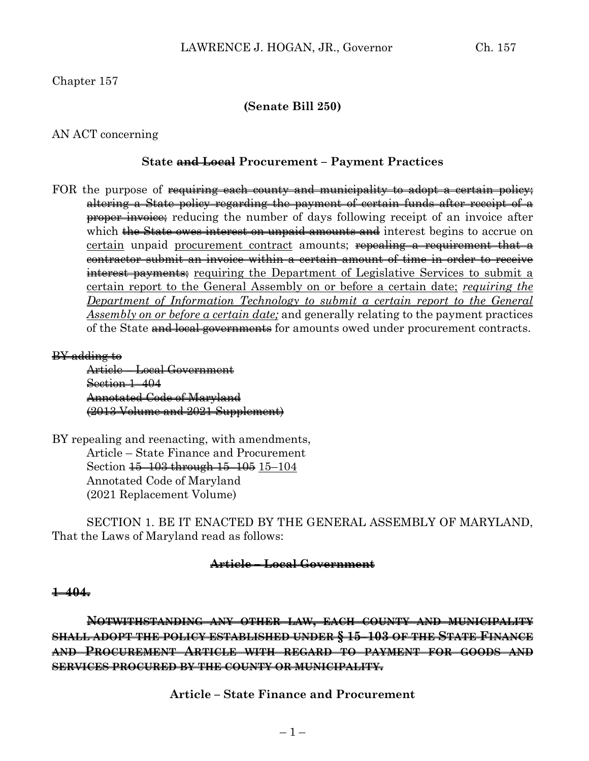Chapter 157

**(Senate Bill 250)**

AN ACT concerning

**State ~~and Local~~ Procurement – Payment Practices**

FOR the purpose of ~~requiring each county and municipality to adopt a certain policy; altering a State policy regarding the payment of certain funds after receipt of a proper invoice;~~ reducing the number of days following receipt of an invoice after which ~~the State owes interest on unpaid amounts and~~ interest begins to accrue on <u>certain</u> unpaid <u>procurement contract</u> amounts; ~~repealing a requirement that a contractor submit an invoice within a certain amount of time in order to receive interest payments;~~ <u>requiring the Department of Legislative Services to submit a certain report to the General Assembly on or before a certain date;</u> <u>*requiring the Department of Information Technology to submit a certain report to the General Assembly on or before a certain date;*</u> and generally relating to the payment practices of the State ~~and local governments~~ for amounts owed under procurement contracts.

~~BY adding to~~
~~Article – Local Government~~
~~Section 1–404~~
~~Annotated Code of Maryland~~
~~(2013 Volume and 2021 Supplement)~~

BY repealing and reenacting, with amendments,
Article – State Finance and Procurement
Section ~~15–103 through 15–105~~ <u>15–104</u>
Annotated Code of Maryland
(2021 Replacement Volume)

SECTION 1. BE IT ENACTED BY THE GENERAL ASSEMBLY OF MARYLAND, That the Laws of Maryland read as follows:

**~~Article – Local Government~~**

**~~1–404.~~**

**~~NOTWITHSTANDING ANY OTHER LAW, EACH COUNTY AND MUNICIPALITY SHALL ADOPT THE POLICY ESTABLISHED UNDER § 15–103 OF THE STATE FINANCE AND PROCUREMENT ARTICLE WITH REGARD TO PAYMENT FOR GOODS AND SERVICES PROCURED BY THE COUNTY OR MUNICIPALITY.~~**

**Article – State Finance and Procurement**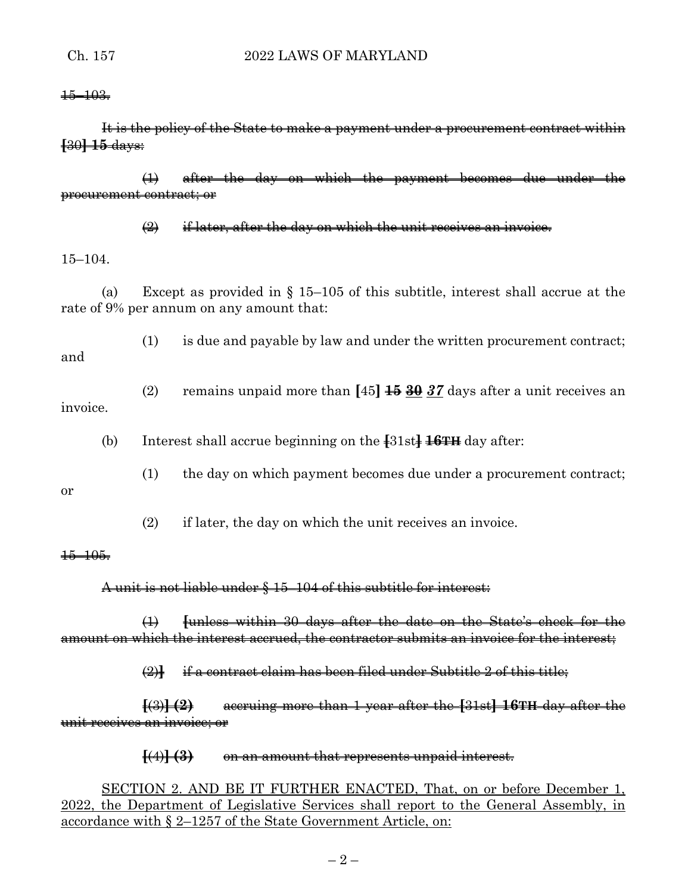~~15–103.~~

~~It is the policy of the State to make a payment under a procurement contract within **[**30**] 15** days:~~

~~(1) after the day on which the payment becomes due under the procurement contract; or~~

~~(2) if later, after the day on which the unit receives an invoice.~~

15–104.

(a) Except as provided in § 15–105 of this subtitle, interest shall accrue at the rate of 9% per annum on any amount that:

(1) is due and payable by law and under the written procurement contract; and

(2) remains unpaid more than **[**45**]** ~~**15**~~ ~~**30**~~ ***37*** days after a unit receives an invoice.

(b) Interest shall accrue beginning on the ~~**[**~~31st~~**]**~~ ~~**16TH**~~ day after:

(1) the day on which payment becomes due under a procurement contract; or

(2) if later, the day on which the unit receives an invoice.

~~15–105.~~

~~A unit is not liable under § 15–104 of this subtitle for interest:~~

~~(1) **[**unless within 30 days after the date on the State's check for the amount on which the interest accrued, the contractor submits an invoice for the interest;~~

~~(2)**]** if a contract claim has been filed under Subtitle 2 of this title;~~

~~**[**(3)**] (2)** accruing more than 1 year after the **[**31st**] 16TH** day after the unit receives an invoice; or~~

~~**[**(4)**] (3)** on an amount that represents unpaid interest.~~

<u>SECTION 2. AND BE IT FURTHER ENACTED, That, on or before December 1, 2022, the Department of Legislative Services shall report to the General Assembly, in accordance with § 2–1257 of the State Government Article, on:</u>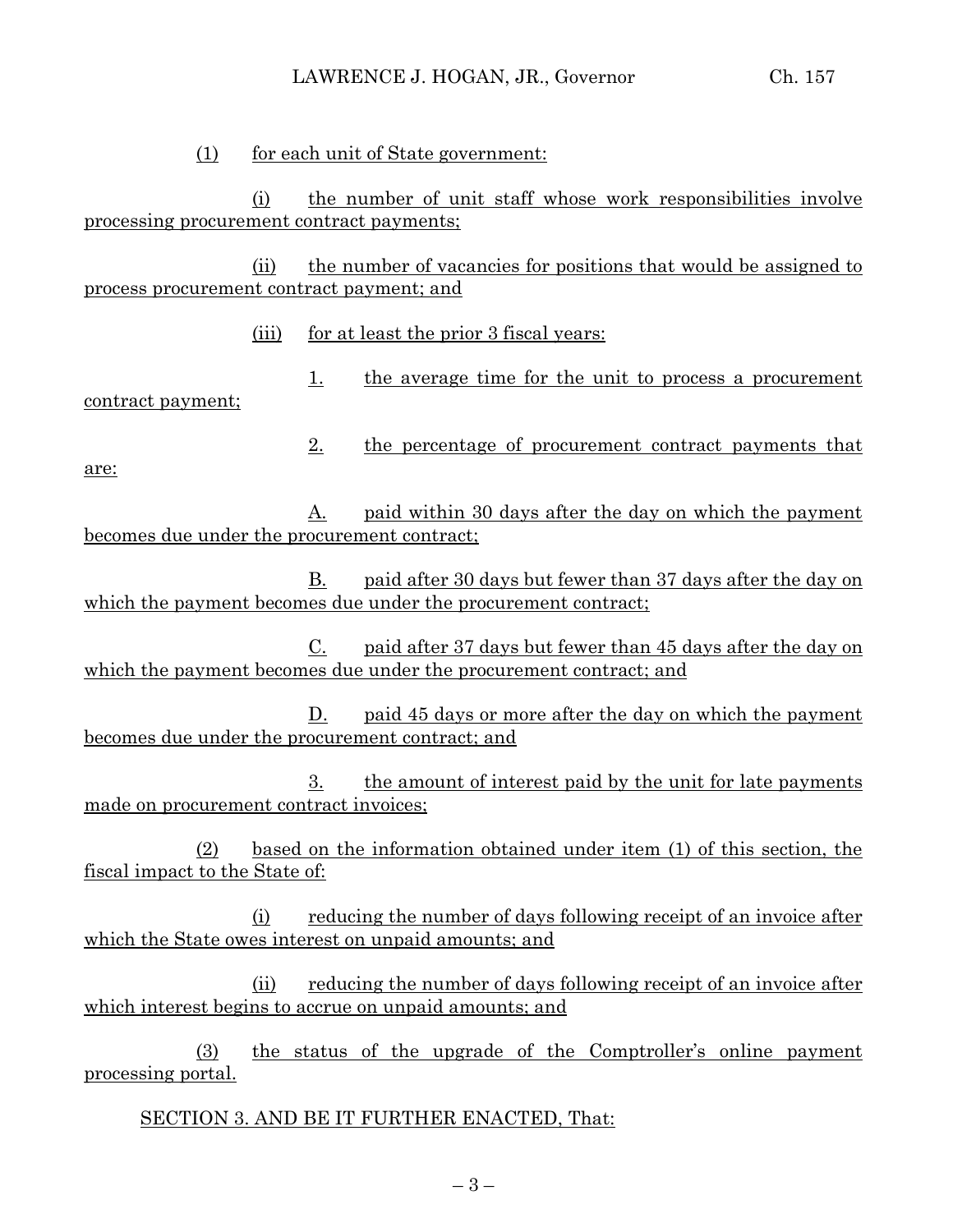(1) for each unit of State government:

(i) the number of unit staff whose work responsibilities involve processing procurement contract payments;

(ii) the number of vacancies for positions that would be assigned to process procurement contract payment; and

(iii) for at least the prior 3 fiscal years:

1. the average time for the unit to process a procurement contract payment;

2. the percentage of procurement contract payments that are:

A. paid within 30 days after the day on which the payment becomes due under the procurement contract;

B. paid after 30 days but fewer than 37 days after the day on which the payment becomes due under the procurement contract;

C. paid after 37 days but fewer than 45 days after the day on which the payment becomes due under the procurement contract; and

D. paid 45 days or more after the day on which the payment becomes due under the procurement contract; and

3. the amount of interest paid by the unit for late payments made on procurement contract invoices;

(2) based on the information obtained under item (1) of this section, the fiscal impact to the State of:

(i) reducing the number of days following receipt of an invoice after which the State owes interest on unpaid amounts; and

(ii) reducing the number of days following receipt of an invoice after which interest begins to accrue on unpaid amounts; and

(3) the status of the upgrade of the Comptroller's online payment processing portal.

SECTION 3. AND BE IT FURTHER ENACTED, That: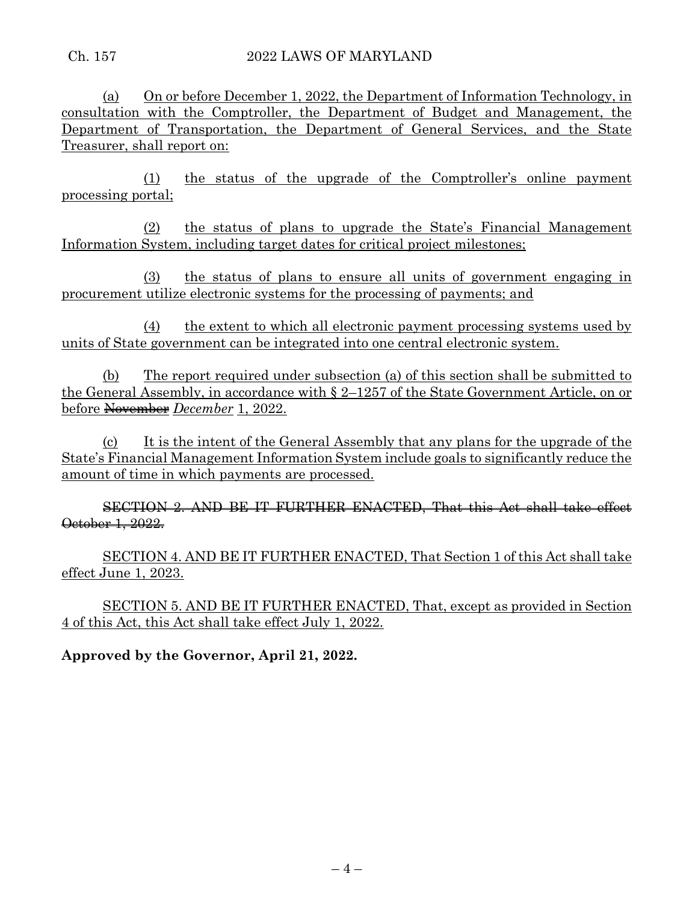(a) On or before December 1, 2022, the Department of Information Technology, in consultation with the Comptroller, the Department of Budget and Management, the Department of Transportation, the Department of General Services, and the State Treasurer, shall report on:

(1) the status of the upgrade of the Comptroller's online payment processing portal;

(2) the status of plans to upgrade the State's Financial Management Information System, including target dates for critical project milestones;

(3) the status of plans to ensure all units of government engaging in procurement utilize electronic systems for the processing of payments; and

(4) the extent to which all electronic payment processing systems used by units of State government can be integrated into one central electronic system.

(b) The report required under subsection (a) of this section shall be submitted to the General Assembly, in accordance with § 2–1257 of the State Government Article, on or before ~~November~~ *December* 1, 2022.

(c) It is the intent of the General Assembly that any plans for the upgrade of the State's Financial Management Information System include goals to significantly reduce the amount of time in which payments are processed.

~~SECTION 2. AND BE IT FURTHER ENACTED, That this Act shall take effect October 1, 2022.~~

SECTION 4. AND BE IT FURTHER ENACTED, That Section 1 of this Act shall take effect June 1, 2023.

SECTION 5. AND BE IT FURTHER ENACTED, That, except as provided in Section 4 of this Act, this Act shall take effect July 1, 2022.

**Approved by the Governor, April 21, 2022.**